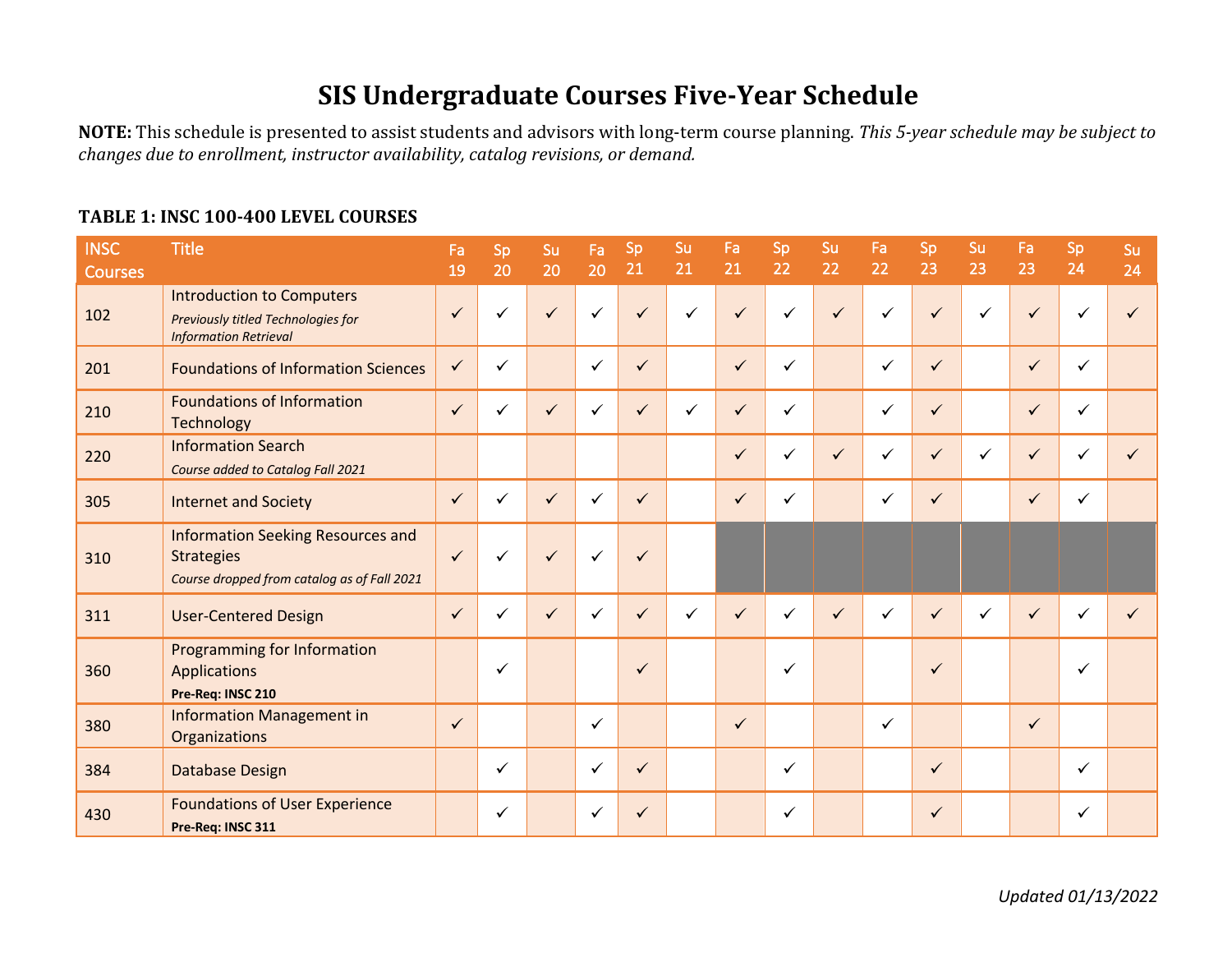# SIS Undergraduate Courses Five-Year Schedule

**NOTE:** This schedule is presented to assist students and advisors with long-term course planning. *This 5-year schedule may be subject to changes due to enrollment, instructor availability, catalog revisions, or demand.*

**TABLE 1: INSC 100-400 LEVEL COURSES**

| INSC Courses | Title | Fa 19 | Sp 20 | Su 20 | Fa 20 | Sp 21 | Su 21 | Fa 21 | Sp 22 | Su 22 | Fa 22 | Sp 23 | Su 23 | Fa 23 | Sp 24 | Su 24 |
|---|---|---|---|---|---|---|---|---|---|---|---|---|---|---|---|---|
| 102 | Introduction to Computers *Previously titled Technologies for Information Retrieval* | ✓ | ✓ | ✓ | ✓ | ✓ | ✓ | ✓ | ✓ | ✓ | ✓ | ✓ | ✓ | ✓ | ✓ | ✓ |
| 201 | Foundations of Information Sciences | ✓ | ✓ | | ✓ | ✓ | | ✓ | ✓ | | ✓ | ✓ | | ✓ | ✓ | |
| 210 | Foundations of Information Technology | ✓ | ✓ | ✓ | ✓ | ✓ | ✓ | ✓ | ✓ | | ✓ | ✓ | | ✓ | ✓ | |
| 220 | Information Search *Course added to Catalog Fall 2021* | | | | | | | ✓ | ✓ | ✓ | ✓ | ✓ | ✓ | ✓ | ✓ | ✓ |
| 305 | Internet and Society | ✓ | ✓ | ✓ | ✓ | ✓ | | ✓ | ✓ | | ✓ | ✓ | | ✓ | ✓ | |
| 310 | Information Seeking Resources and Strategies *Course dropped from catalog as of Fall 2021* | ✓ | ✓ | ✓ | ✓ | ✓ | | | | | | | | | | |
| 311 | User-Centered Design | ✓ | ✓ | ✓ | ✓ | ✓ | ✓ | ✓ | ✓ | ✓ | ✓ | ✓ | ✓ | ✓ | ✓ | ✓ |
| 360 | Programming for Information Applications **Pre-Req: INSC 210** | | ✓ | | | ✓ | | | ✓ | | | ✓ | | | ✓ | |
| 380 | Information Management in Organizations | ✓ | | | ✓ | | | ✓ | | | ✓ | | | ✓ | | |
| 384 | Database Design | | ✓ | | ✓ | ✓ | | | ✓ | | | ✓ | | | ✓ | |
| 430 | Foundations of User Experience **Pre-Req: INSC 311** | | ✓ | | ✓ | ✓ | | | ✓ | | | ✓ | | | ✓ | |

*Updated 01/13/2022*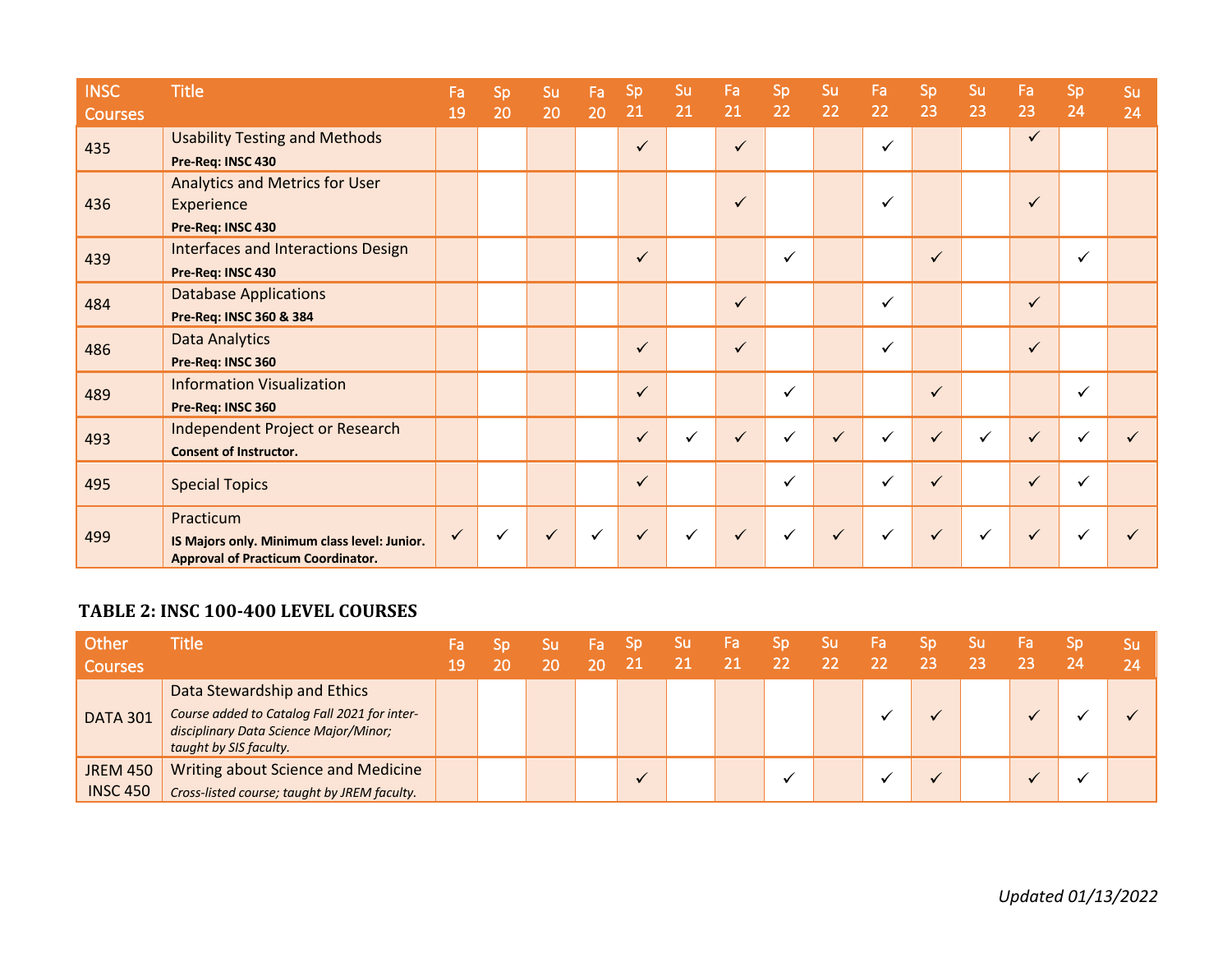| INSC Courses | Title | Fa 19 | Sp 20 | Su 20 | Fa 20 | Sp 21 | Su 21 | Fa 21 | Sp 22 | Su 22 | Fa 22 | Sp 23 | Su 23 | Fa 23 | Sp 24 | Su 24 |
|---|---|---|---|---|---|---|---|---|---|---|---|---|---|---|---|---|
| 435 | Usability Testing and Methods **Pre-Req: INSC 430** | | | | | ✓ | | ✓ | | | ✓ | | | ✓ | | |
| 436 | Analytics and Metrics for User Experience **Pre-Req: INSC 430** | | | | | | | ✓ | | | ✓ | | | ✓ | | |
| 439 | Interfaces and Interactions Design **Pre-Req: INSC 430** | | | | | ✓ | | | ✓ | | | ✓ | | | ✓ | |
| 484 | Database Applications **Pre-Req: INSC 360 & 384** | | | | | | | ✓ | | | ✓ | | | ✓ | | |
| 486 | Data Analytics **Pre-Req: INSC 360** | | | | | ✓ | | ✓ | | | ✓ | | | ✓ | | |
| 489 | Information Visualization **Pre-Req: INSC 360** | | | | | ✓ | | | ✓ | | | ✓ | | | ✓ | |
| 493 | Independent Project or Research **Consent of Instructor.** | | | | | ✓ | ✓ | ✓ | ✓ | ✓ | ✓ | ✓ | ✓ | ✓ | ✓ | ✓ |
| 495 | Special Topics | | | | | ✓ | | | ✓ | | ✓ | ✓ | | ✓ | ✓ | |
| 499 | Practicum **IS Majors only. Minimum class level: Junior. Approval of Practicum Coordinator.** | ✓ | ✓ | ✓ | ✓ | ✓ | ✓ | ✓ | ✓ | ✓ | ✓ | ✓ | ✓ | ✓ | ✓ | ✓ |

**TABLE 2: INSC 100-400 LEVEL COURSES**

| Other Courses | Title | Fa 19 | Sp 20 | Su 20 | Fa 20 | Sp 21 | Su 21 | Fa 21 | Sp 22 | Su 22 | Fa 22 | Sp 23 | Su 23 | Fa 23 | Sp 24 | Su 24 |
|---|---|---|---|---|---|---|---|---|---|---|---|---|---|---|---|---|
| DATA 301 | Data Stewardship and Ethics *Course added to Catalog Fall 2021 for inter-disciplinary Data Science Major/Minor; taught by SIS faculty.* | | | | | | | | | | ✓ | ✓ | | ✓ | ✓ | ✓ |
| JREM 450 INSC 450 | Writing about Science and Medicine *Cross-listed course; taught by JREM faculty.* | | | | | ✓ | | | ✓ | | ✓ | ✓ | | ✓ | ✓ | |

*Updated 01/13/2022*